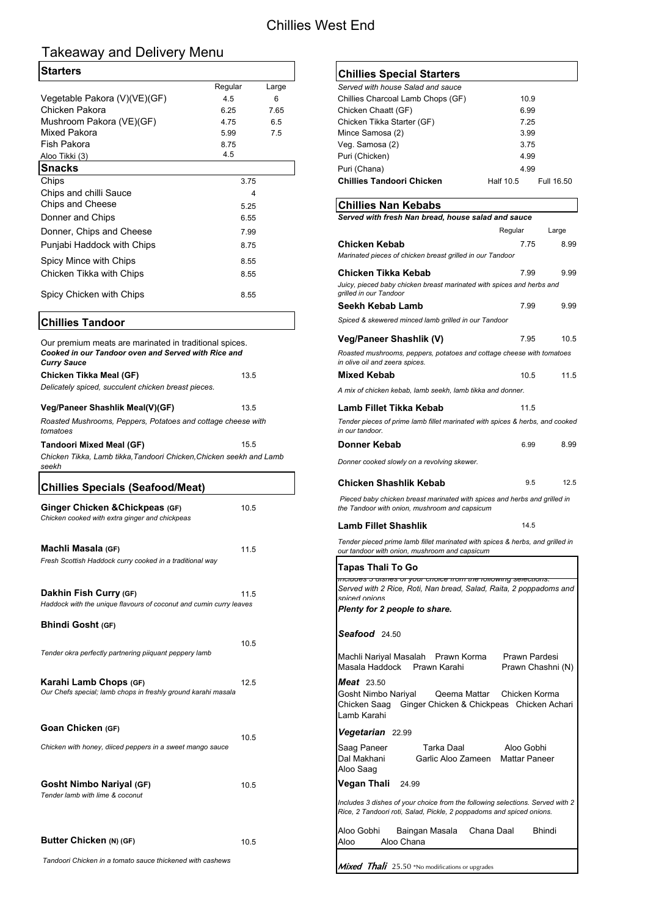# Chillies West End

## Takeaway and Delivery Menu

### Starters

| | Regular | Large |
|---|---|---|
| Vegetable Pakora (V)(VE)(GF) | 4.5 | 6 |
| Chicken Pakora | 6.25 | 7.65 |
| Mushroom Pakora (VE)(GF) | 4.75 | 6.5 |
| Mixed Pakora | 5.99 | 7.5 |
| Fish Pakora | 8.75 | |
| Aloo Tikki (3) | 4.5 | |

### Snacks

| | |
|---|---|
| Chips | 3.75 |
| Chips and chilli Sauce | 4 |
| Chips and Cheese | 5.25 |
| Donner and Chips | 6.55 |
| Donner, Chips and Cheese | 7.99 |
| Punjabi Haddock with Chips | 8.75 |
| Spicy Mince with Chips | 8.55 |
| Chicken Tikka with Chips | 8.55 |
| Spicy Chicken with Chips | 8.55 |

### Chillies Tandoor

Our premium meats are marinated in traditional spices.
***Cooked in our Tandoor oven and Served with Rice and Curry Sauce***

**Chicken Tikka Meal (GF)** 13.5
*Delicately spiced, succulent chicken breast pieces.*

**Veg/Paneer Shashlik Meal(V)(GF)** 13.5
*Roasted Mushrooms, Peppers, Potatoes and cottage cheese with tomatoes*

**Tandoori Mixed Meal (GF)** 15.5
*Chicken Tikka, Lamb tikka,Tandoori Chicken,Chicken seekh and Lamb seekh*

### Chillies Specials (Seafood/Meat)

**Ginger Chicken &Chickpeas (GF)** 10.5
*Chicken cooked with extra ginger and chickpeas*

**Machli Masala (GF)** 11.5
*Fresh Scottish Haddock curry cooked in a traditional way*

**Dakhin Fish Curry (GF)** 11.5
*Haddock with the unique flavours of coconut and cumin curry leaves*

**Bhindi Gosht (GF)** 10.5
*Tender okra perfectly partnering piiquant peppery lamb*

**Karahi Lamb Chops (GF)** 12.5
*Our Chefs special; lamb chops in freshly ground karahi masala*

**Goan Chicken (GF)** 10.5
*Chicken with honey, diiced peppers in a sweet mango sauce*

**Gosht Nimbo Nariyal (GF)** 10.5
*Tender lamb with lime & coconut*

**Butter Chicken (N) (GF)** 10.5
*Tandoori Chicken in a tomato sauce thickened with cashews*

### Chillies Special Starters

*Served with house Salad and sauce*

| | |
|---|---|
| Chillies Charcoal Lamb Chops (GF) | 10.9 |
| Chicken Chaatt (GF) | 6.99 |
| Chicken Tikka Starter (GF) | 7.25 |
| Mince Samosa (2) | 3.99 |
| Veg. Samosa (2) | 3.75 |
| Puri (Chicken) | 4.99 |
| Puri (Chana) | 4.99 |
| **Chillies Tandoori Chicken** | Half 10.5 / Full 16.50 |

### Chillies Nan Kebabs

***Served with fresh Nan bread, house salad and sauce***

| | Regular | Large |
|---|---|---|
| **Chicken Kebab** *Marinated pieces of chicken breast grilled in our Tandoor* | 7.75 | 8.99 |
| **Chicken Tikka Kebab** *Juicy, pieced baby chicken breast marinated with spices and herbs and grilled in our Tandoor* | 7.99 | 9.99 |
| **Seekh Kebab Lamb** *Spiced & skewered minced lamb grilled in our Tandoor* | 7.99 | 9.99 |
| **Veg/Paneer Shashlik (V)** *Roasted mushrooms, peppers, potatoes and cottage cheese with tomatoes in olive oil and zeera spices.* | 7.95 | 10.5 |
| **Mixed Kebab** *A mix of chicken kebab, lamb seekh, lamb tikka and donner.* | 10.5 | 11.5 |
| **Lamb Fillet Tikka Kebab** *Tender pieces of prime lamb fillet marinated with spices & herbs, and cooked in our tandoor.* | 11.5 | |
| **Donner Kebab** *Donner cooked slowly on a revolving skewer.* | 6.99 | 8.99 |
| **Chicken Shashlik Kebab** *Pieced baby chicken breast marinated with spices and herbs and grilled in the Tandoor with onion, mushroom and capsicum* | 9.5 | 12.5 |
| **Lamb Fillet Shashlik** *Tender pieced prime lamb fillet marinated with spices & herbs, and grilled in our tandoor with onion, mushroom and capsicum* | 14.5 | |

### Tapas Thali To Go

*Includes 3 dishes of your choice from the following selections.*
Served with 2 Rice, Roti, Nan bread, Salad, Raita, 2 poppadoms and spiced onions
***Plenty for 2 people to share.***

***Seafood*** 24.50

Machli Nariyal Masalah, Prawn Korma, Prawn Pardesi, Masala Haddock, Prawn Karahi, Prawn Chashni (N)

***Meat*** 23.50

Gosht Nimbo Nariyal, Qeema Mattar, Chicken Korma, Chicken Saag, Ginger Chicken & Chickpeas, Chicken Achari, Lamb Karahi

***Vegetarian*** 22.99

Saag Paneer, Tarka Daal, Aloo Gobhi, Dal Makhani, Garlic Aloo Zameen, Mattar Paneer, Aloo Saag

**Vegan Thali** 24.99

*Includes 3 dishes of your choice from the following selections. Served with 2 Rice, 2 Tandoori roti, Salad, Pickle, 2 poppadoms and spiced onions.*

Aloo Gobhi, Baingan Masala, Chana Daal, Bhindi Aloo, Aloo Chana

***Mixed Thali*** 25.50 *No modifications or upgrades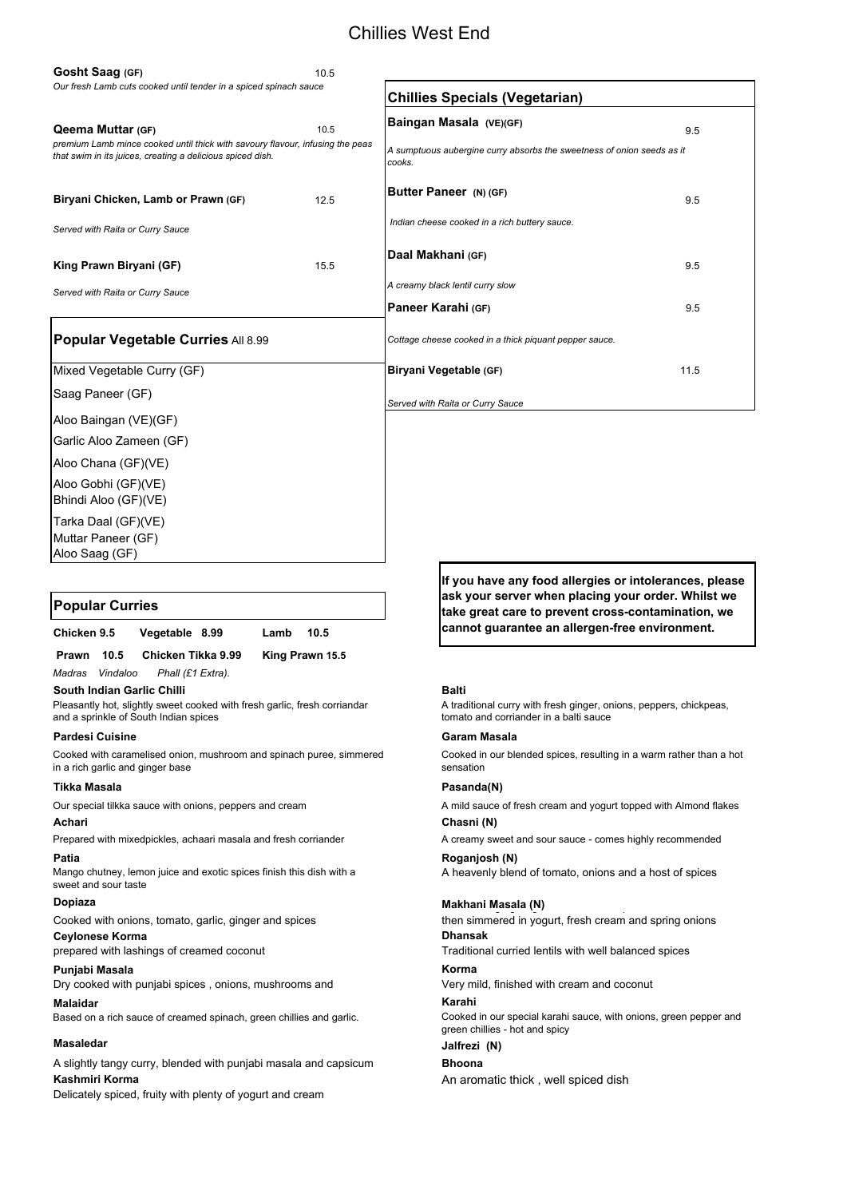# Chillies West End

**Gosht Saag (GF)** 10.5

*Our fresh Lamb cuts cooked until tender in a spiced spinach sauce*

**Qeema Muttar (GF)** 10.5

*premium Lamb mince cooked until thick with savoury flavour, infusing the peas that swim in its juices, creating a delicious spiced dish.*

**Biryani Chicken, Lamb or Prawn (GF)** 12.5

*Served with Raita or Curry Sauce*

**King Prawn Biryani (GF)** 15.5

*Served with Raita or Curry Sauce*

## Popular Vegetable Curries All 8.99

- Mixed Vegetable Curry (GF)
- Saag Paneer (GF)
- Aloo Baingan (VE)(GF)
- Garlic Aloo Zameen (GF)
- Aloo Chana (GF)(VE)
- Aloo Gobhi (GF)(VE)
- Bhindi Aloo (GF)(VE)
- Tarka Daal (GF)(VE)
- Muttar Paneer (GF)
- Aloo Saag (GF)

## Chillies Specials (Vegetarian)

**Baingan Masala (VE)(GF)** 9.5

*A sumptuous aubergine curry absorbs the sweetness of onion seeds as it cooks.*

**Butter Paneer (N) (GF)** 9.5

*Indian cheese cooked in a rich buttery sauce.*

**Daal Makhani (GF)** 9.5

*A creamy black lentil curry slow*

**Paneer Karahi (GF)** 9.5

*Cottage cheese cooked in a thick piquant pepper sauce.*

**Biryani Vegetable (GF)** 11.5

*Served with Raita or Curry Sauce*

**If you have any food allergies or intolerances, please ask your server when placing your order. Whilst we take great care to prevent cross-contamination, we cannot guarantee an allergen-free environment.**

## Popular Curries

**Chicken 9.5 | Vegetable 8.99 | Lamb 10.5**

**Prawn 10.5 | Chicken Tikka 9.99 | King Prawn 15.5**

*Madras Vindaloo Phall (£1 Extra).*

**South Indian Garlic Chilli**
Pleasantly hot, slightly sweet cooked with fresh garlic, fresh corriandar and a sprinkle of South Indian spices

**Pardesi Cuisine**
Cooked with caramelised onion, mushroom and spinach puree, simmered in a rich garlic and ginger base

**Tikka Masala**
Our special tilkka sauce with onions, peppers and cream

**Achari**
Prepared with mixedpickles, achaari masala and fresh corriander

**Patia**
Mango chutney, lemon juice and exotic spices finish this dish with a sweet and sour taste

**Dopiaza**
Cooked with onions, tomato, garlic, ginger and spices

**Ceylonese Korma**
prepared with lashings of creamed coconut

**Punjabi Masala**
Dry cooked with punjabi spices , onions, mushrooms and

**Malaidar**
Based on a rich sauce of creamed spinach, green chillies and garlic.

**Masaledar**
A slightly tangy curry, blended with punjabi masala and capsicum

**Kashmiri Korma**
Delicately spiced, fruity with plenty of yogurt and cream

**Balti**
A traditional curry with fresh ginger, onions, peppers, chickpeas, tomato and corriander in a balti sauce

**Garam Masala**
Cooked in our blended spices, resulting in a warm rather than a hot sensation

**Pasanda(N)**
A mild sauce of fresh cream and yogurt topped with Almond flakes

**Chasni (N)**
A creamy sweet and sour sauce - comes highly recommended

**Roganjosh (N)**
A heavenly blend of tomato, onions and a host of spices

**Makhani Masala (N)**
then simmered in yogurt, fresh cream and spring onions

**Dhansak**
Traditional curried lentils with well balanced spices

**Korma**
Very mild, finished with cream and coconut

**Karahi**
Cooked in our special karahi sauce, with onions, green pepper and green chillies - hot and spicy

**Jalfrezi (N)**

**Bhoona**
An aromatic thick , well spiced dish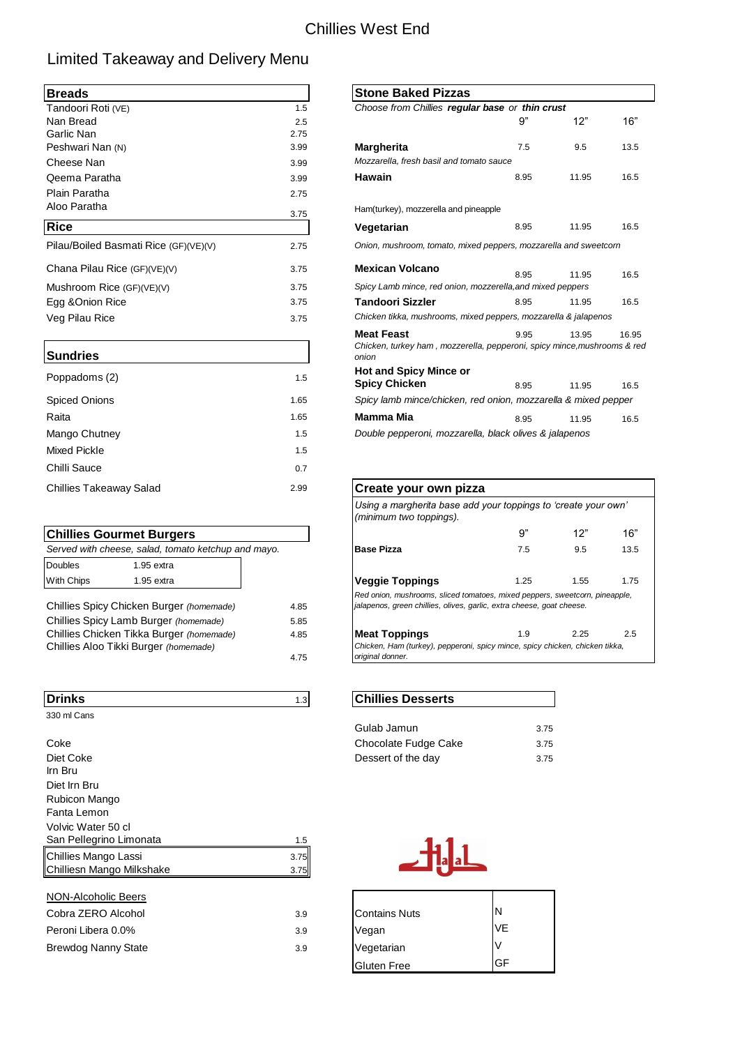# Chillies West End

## Limited Takeaway and Delivery Menu

### Breads

| | |
|---|---|
| Tandoori Roti (VE) | 1.5 |
| Nan Bread | 2.5 |
| Garlic Nan | 2.75 |
| Peshwari Nan (N) | 3.99 |
| Cheese Nan | 3.99 |
| Qeema Paratha | 3.99 |
| Plain Paratha | 2.75 |
| Aloo Paratha | 3.75 |

### Rice

| | |
|---|---|
| Pilau/Boiled Basmati Rice (GF)(VE)(V) | 2.75 |
| Chana Pilau Rice (GF)(VE)(V) | 3.75 |
| Mushroom Rice (GF)(VE)(V) | 3.75 |
| Egg &Onion Rice | 3.75 |
| Veg Pilau Rice | 3.75 |

### Sundries

| | |
|---|---|
| Poppadoms (2) | 1.5 |
| Spiced Onions | 1.65 |
| Raita | 1.65 |
| Mango Chutney | 1.5 |
| Mixed Pickle | 1.5 |
| Chilli Sauce | 0.7 |
| Chillies Takeaway Salad | 2.99 |

### Chillies Gourmet Burgers

*Served with cheese, salad, tomato ketchup and mayo.*

| | |
|---|---|
| Doubles | 1.95 extra |
| With Chips | 1.95 extra |

| | |
|---|---|
| Chillies Spicy Chicken Burger *(homemade)* | 4.85 |
| Chillies Spicy Lamb Burger *(homemade)* | 5.85 |
| Chillies Chicken Tikka Burger *(homemade)* | 4.85 |
| Chillies Aloo Tikki Burger *(homemade)* | 4.75 |

### Drinks — 1.3

330 ml Cans

- Coke
- Diet Coke
- Irn Bru
- Diet Irn Bru
- Rubicon Mango
- Fanta Lemon

| | |
|---|---|
| Volvic Water 50 cl | |
| San Pellegrino Limonata | 1.5 |
| Chillies Mango Lassi | 3.75 |
| Chilliesn Mango Milkshake | 3.75 |

NON-Alcoholic Beers

| | |
|---|---|
| Cobra ZERO Alcohol | 3.9 |
| Peroni Libera 0.0% | 3.9 |
| Brewdog Nanny State | 3.9 |

### Stone Baked Pizzas

*Choose from Chillies **regular base** or **thin crust***

| | 9" | 12" | 16" |
|---|---|---|---|
| **Margherita**<br>*Mozzarella, fresh basil and tomato sauce* | 7.5 | 9.5 | 13.5 |
| **Hawain**<br>Ham(turkey), mozzerella and pineapple | 8.95 | 11.95 | 16.5 |
| **Vegetarian**<br>*Onion, mushroom, tomato, mixed peppers, mozzarella and sweetcorn* | 8.95 | 11.95 | 16.5 |
| **Mexican Volcano**<br>*Spicy Lamb mince, red onion, mozzerella,and mixed peppers* | 8.95 | 11.95 | 16.5 |
| **Tandoori Sizzler**<br>*Chicken tikka, mushrooms, mixed peppers, mozzarella & jalapenos* | 8.95 | 11.95 | 16.5 |
| **Meat Feast**<br>*Chicken, turkey ham , mozzerella, pepperoni, spicy mince,mushrooms & red onion* | 9.95 | 13.95 | 16.95 |
| **Hot and Spicy Mince or Spicy Chicken**<br>*Spicy lamb mince/chicken, red onion, mozzarella & mixed pepper* | 8.95 | 11.95 | 16.5 |
| **Mamma Mia**<br>*Double pepperoni, mozzarella, black olives & jalapenos* | 8.95 | 11.95 | 16.5 |

### Create your own pizza

*Using a margherita base add your toppings to 'create your own' (minimum two toppings).*

| | 9" | 12" | 16" |
|---|---|---|---|
| **Base Pizza** | 7.5 | 9.5 | 13.5 |
| **Veggie Toppings**<br>*Red onion, mushrooms, sliced tomatoes, mixed peppers, sweetcorn, pineapple, jalapenos, green chillies, olives, garlic, extra cheese, goat cheese.* | 1.25 | 1.55 | 1.75 |
| **Meat Toppings**<br>*Chicken, Ham (turkey), pepperoni, spicy mince, spicy chicken, chicken tikka, original donner.* | 1.9 | 2.25 | 2.5 |

### Chillies Desserts

| | |
|---|---|
| Gulab Jamun | 3.75 |
| Chocolate Fudge Cake | 3.75 |
| Dessert of the day | 3.75 |

Halal

| | |
|---|---|
| Contains Nuts | N |
| Vegan | VE |
| Vegetarian | V |
| Gluten Free | GF |